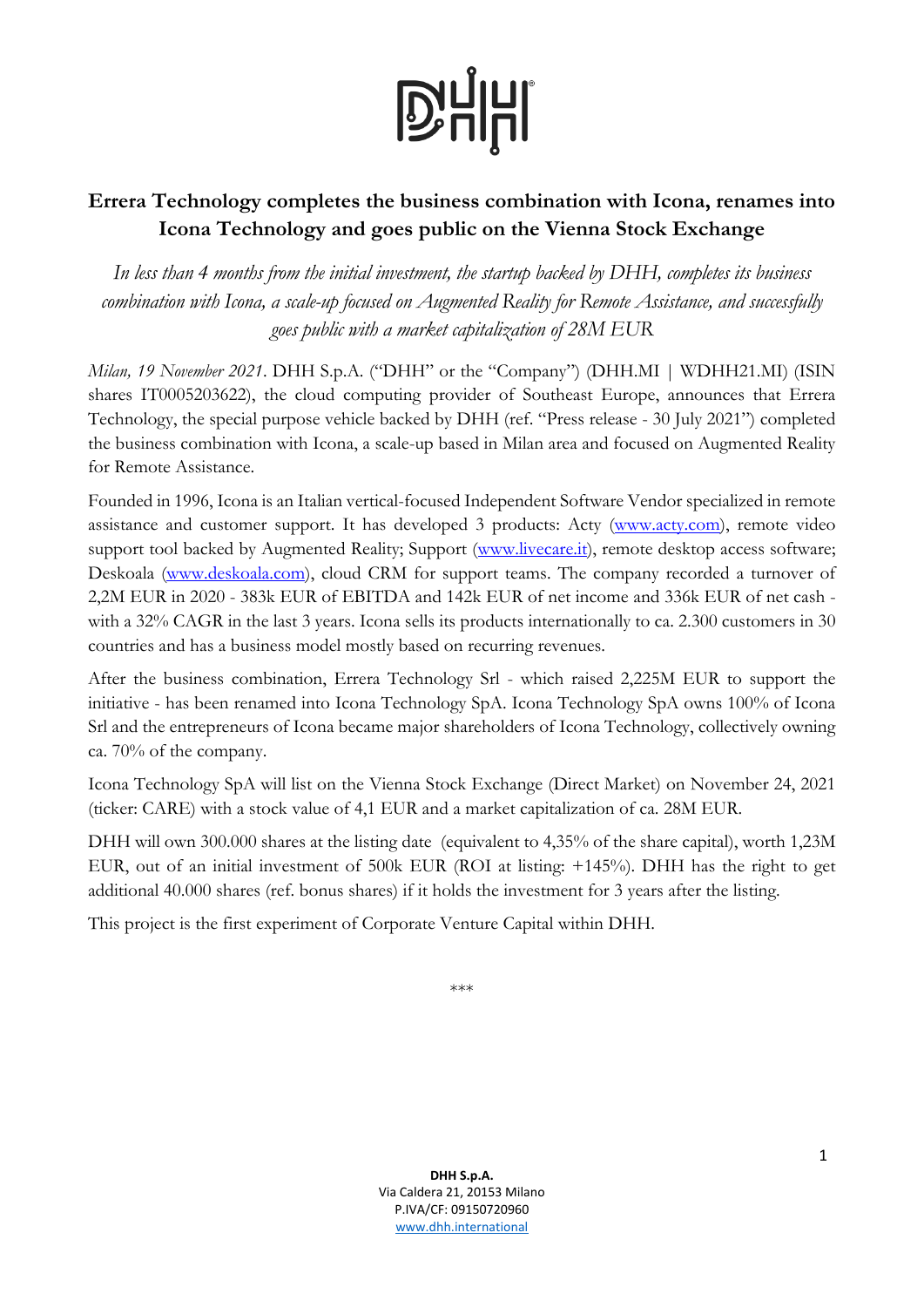# Errera Technology completes the business combination with Icona, renames into Icona Technology and goes public on the Vienna Stock Exchange

*In less than 4 months from the initial investment, the startup backed by DHH, completes its business combination with Icona, a scale-up focused on Augmented Reality for Remote Assistance, and successfully goes public with a market capitalization of 28M EUR*

*Milan, 19 November 2021*. DHH S.p.A. ("DHH" or the "Company") (DHH.MI | WDHH21.MI) (ISIN shares IT0005203622), the cloud computing provider of Southeast Europe, announces that Errera Technology, the special purpose vehicle backed by DHH (ref. "Press release - 30 July 2021") completed the business combination with Icona, a scale-up based in Milan area and focused on Augmented Reality for Remote Assistance.

Founded in 1996, Icona is an Italian vertical-focused Independent Software Vendor specialized in remote assistance and customer support. It has developed 3 products: Acty (www.acty.com), remote video support tool backed by Augmented Reality; Support (www.livecare.it), remote desktop access software; Deskoala (www.deskoala.com), cloud CRM for support teams. The company recorded a turnover of 2,2M EUR in 2020 - 383k EUR of EBITDA and 142k EUR of net income and 336k EUR of net cash - with a 32% CAGR in the last 3 years. Icona sells its products internationally to ca. 2.300 customers in 30 countries and has a business model mostly based on recurring revenues.

After the business combination, Errera Technology Srl - which raised 2,225M EUR to support the initiative - has been renamed into Icona Technology SpA. Icona Technology SpA owns 100% of Icona Srl and the entrepreneurs of Icona became major shareholders of Icona Technology, collectively owning ca. 70% of the company.

Icona Technology SpA will list on the Vienna Stock Exchange (Direct Market) on November 24, 2021 (ticker: CARE) with a stock value of 4,1 EUR and a market capitalization of ca. 28M EUR.

DHH will own 300.000 shares at the listing date (equivalent to 4,35% of the share capital), worth 1,23M EUR, out of an initial investment of 500k EUR (ROI at listing: +145%). DHH has the right to get additional 40.000 shares (ref. bonus shares) if it holds the investment for 3 years after the listing.

This project is the first experiment of Corporate Venture Capital within DHH.

***

**DHH S.p.A.**
Via Caldera 21, 20153 Milano
P.IVA/CF: 09150720960
www.dhh.international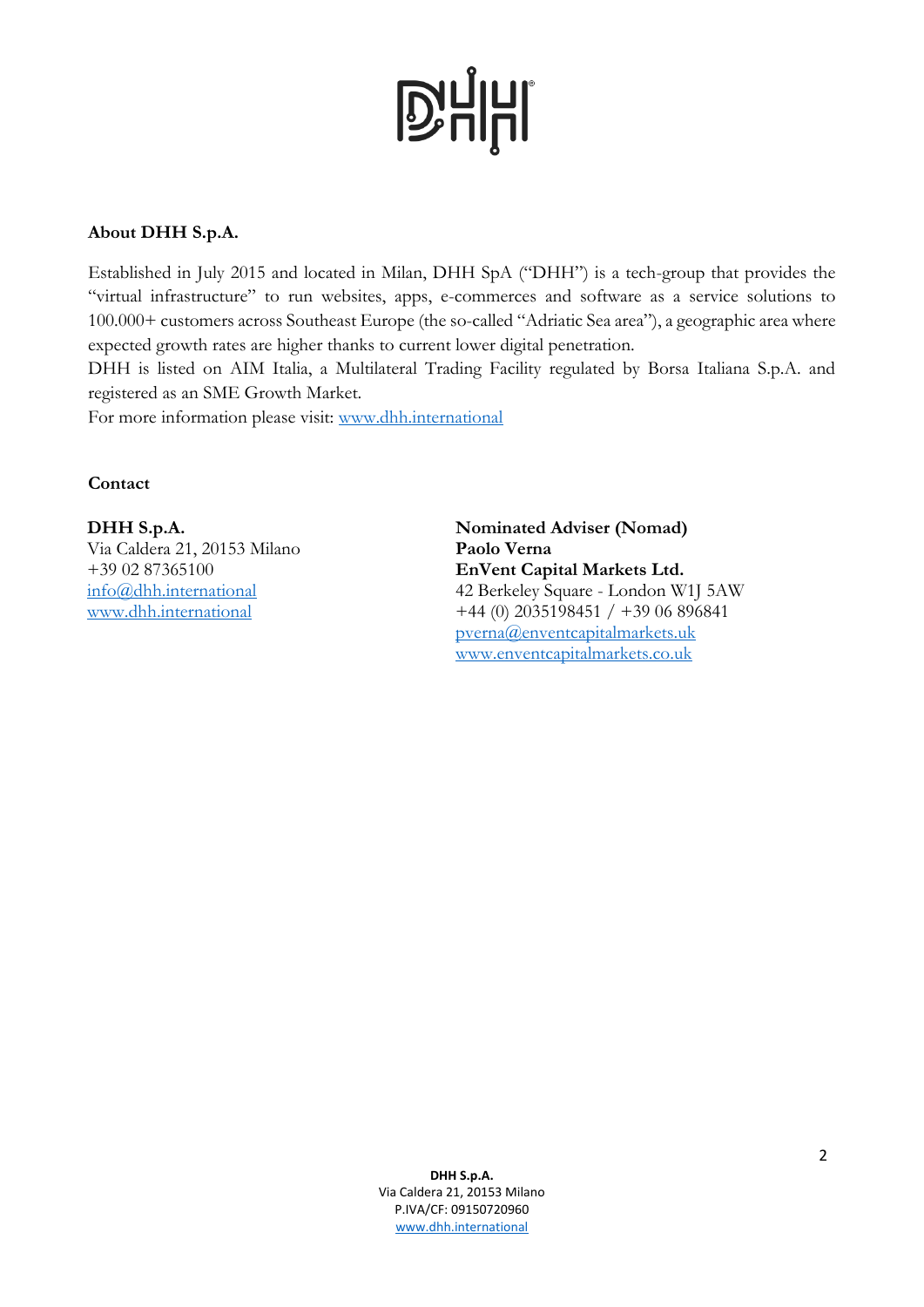**About DHH S.p.A.**

Established in July 2015 and located in Milan, DHH SpA ("DHH") is a tech-group that provides the "virtual infrastructure" to run websites, apps, e-commerces and software as a service solutions to 100.000+ customers across Southeast Europe (the so-called "Adriatic Sea area"), a geographic area where expected growth rates are higher thanks to current lower digital penetration.
DHH is listed on AIM Italia, a Multilateral Trading Facility regulated by Borsa Italiana S.p.A. and registered as an SME Growth Market.
For more information please visit: www.dhh.international

**Contact**

**DHH S.p.A.**
Via Caldera 21, 20153 Milano
+39 02 87365100
info@dhh.international
www.dhh.international

**Nominated Adviser (Nomad)**
**Paolo Verna**
**EnVent Capital Markets Ltd.**
42 Berkeley Square - London W1J 5AW
+44 (0) 2035198451 / +39 06 896841
pverna@enventcapitalmarkets.uk
www.enventcapitalmarkets.co.uk